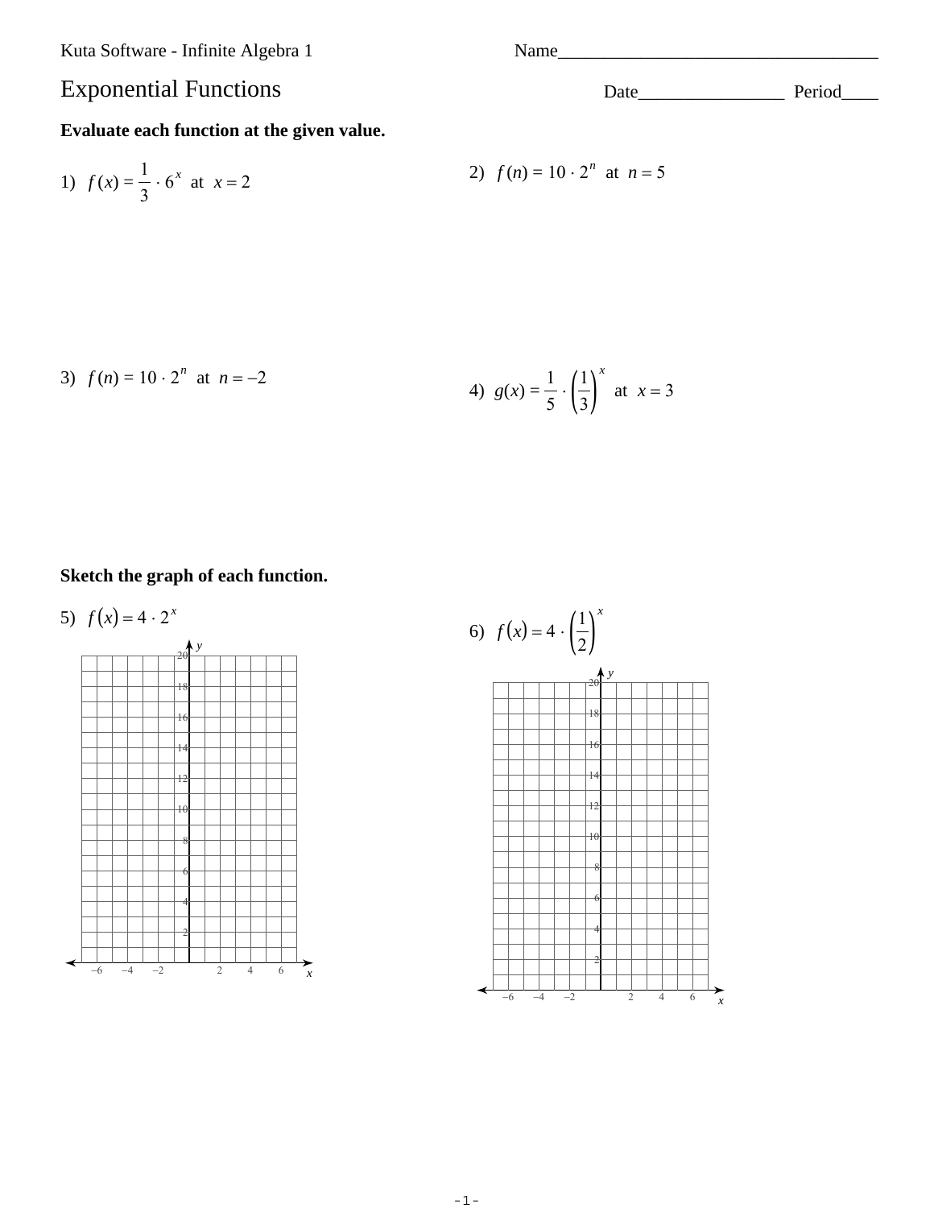Kuta Software - Infinite Algebra 1

Name___________________________________

# Exponential Functions

Date________________ Period____

**Evaluate each function at the given value.**

1) $f(x) = \frac{1}{3} \cdot 6^x$ at $x = 2$

2) $f(n) = 10 \cdot 2^n$ at $n = 5$

3) $f(n) = 10 \cdot 2^n$ at $n = -2$

4) $g(x) = \frac{1}{5} \cdot \left(\frac{1}{3}\right)^x$ at $x = 3$

**Sketch the graph of each function.**

5) $f(x) = 4 \cdot 2^x$

6) $f(x) = 4 \cdot \left(\frac{1}{2}\right)^x$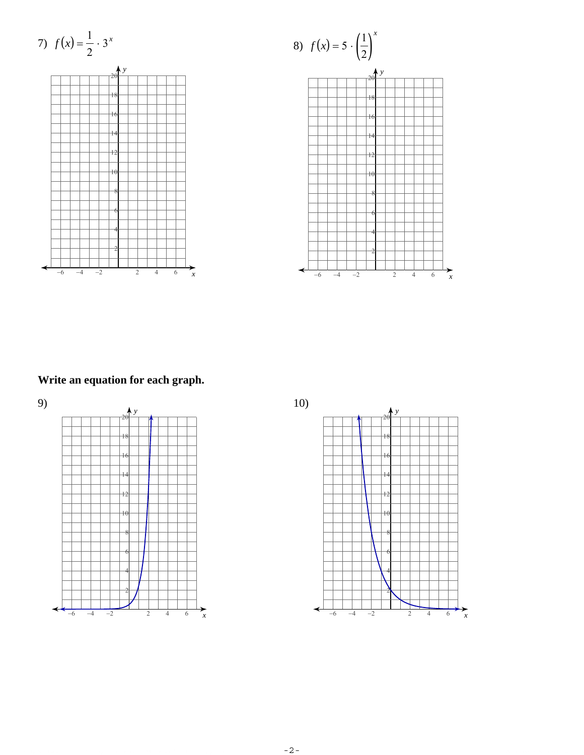7) $f(x) = \frac{1}{2} \cdot 3^x$

8) $f(x) = 5 \cdot \left(\frac{1}{2}\right)^x$

**Write an equation for each graph.**

9)

10)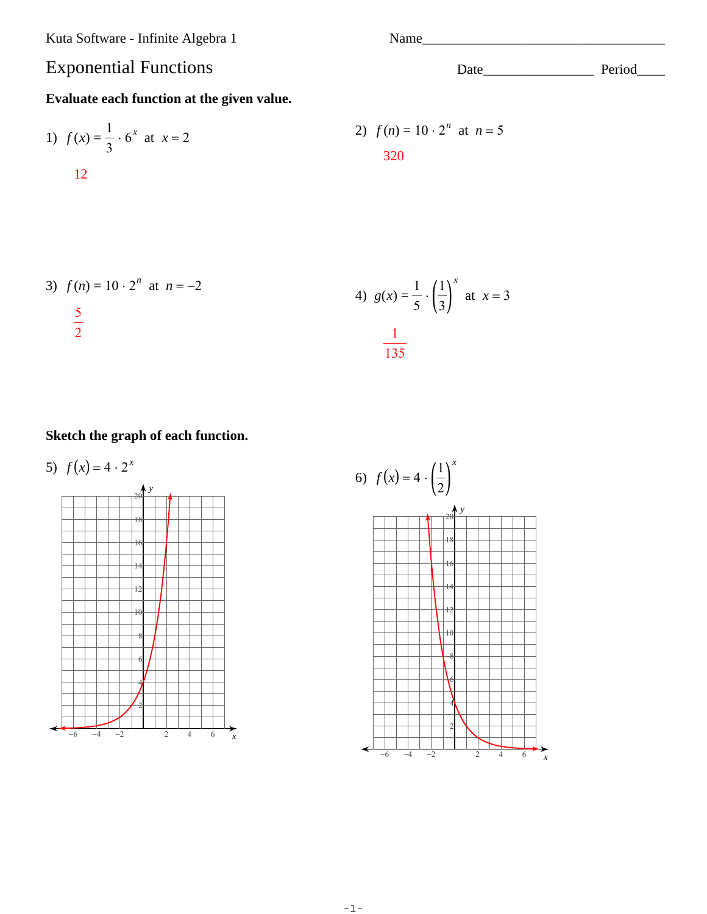Kuta Software - Infinite Algebra 1

Name___________________________________

# Exponential Functions

Date________________ Period____

**Evaluate each function at the given value.**

1) $f(x) = \frac{1}{3} \cdot 6^x$ at $x = 2$

$12$

2) $f(n) = 10 \cdot 2^n$ at $n = 5$

$320$

3) $f(n) = 10 \cdot 2^n$ at $n = -2$

$\frac{5}{2}$

4) $g(x) = \frac{1}{5} \cdot \left(\frac{1}{3}\right)^x$ at $x = 3$

$\frac{1}{135}$

**Sketch the graph of each function.**

5) $f(x) = 4 \cdot 2^x$

6) $f(x) = 4 \cdot \left(\frac{1}{2}\right)^x$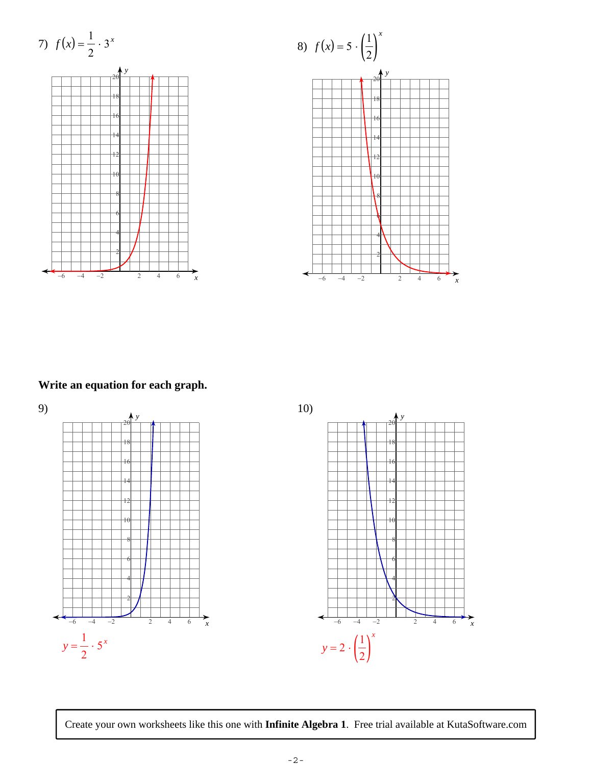7) $f(x) = \frac{1}{2} \cdot 3^x$

20
18
16
14
12
10
8
6
4
2
−6 −4 −2 2 4 6
$x$
$y$

8) $f(x) = 5 \cdot \left(\frac{1}{2}\right)^x$

20
18
16
14
12
10
8
6
4
2
−6 −4 −2 2 4 6
$x$
$y$

**Write an equation for each graph.**

9)

20
18
16
14
12
10
8
6
4
2
−6 −4 −2 2 4 6
$x$
$y$

$y = \frac{1}{2} \cdot 5^x$

10)

20
18
16
14
12
10
8
6
4
2
−6 −4 −2 2 4 6
$x$
$y$

$y = 2 \cdot \left(\frac{1}{2}\right)^x$

Create your own worksheets like this one with **Infinite Algebra 1**. Free trial available at KutaSoftware.com